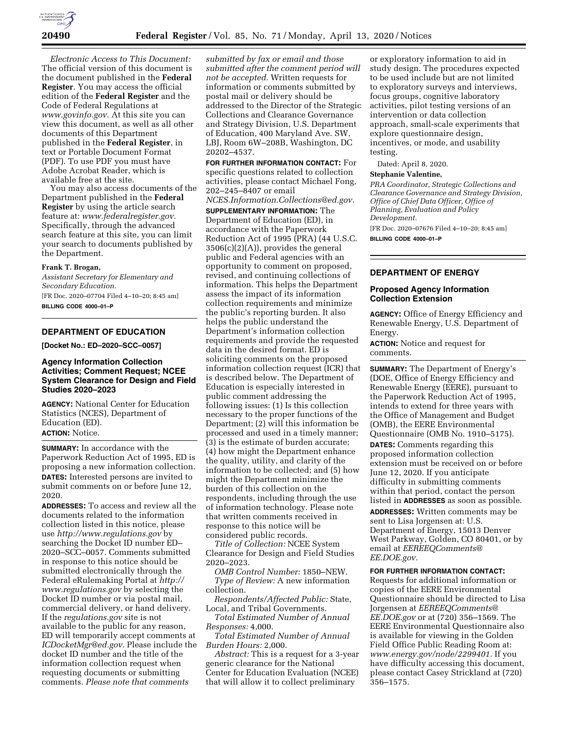*Electronic Access to This Document:* The official version of this document is the document published in the **Federal Register**. You may access the official edition of the **Federal Register** and the Code of Federal Regulations at *www.govinfo.gov.* At this site you can view this document, as well as all other documents of this Department published in the **Federal Register**, in text or Portable Document Format (PDF). To use PDF you must have Adobe Acrobat Reader, which is available free at the site.

You may also access documents of the Department published in the **Federal Register** by using the article search feature at: *www.federalregister.gov.* Specifically, through the advanced search feature at this site, you can limit your search to documents published by the Department.

**Frank T. Brogan,**

*Assistant Secretary for Elementary and Secondary Education.*

[FR Doc. 2020–07704 Filed 4–10–20; 8:45 am]

**BILLING CODE 4000–01–P**

## DEPARTMENT OF EDUCATION

**[Docket No.: ED–2020–SCC–0057]**

### Agency Information Collection Activities; Comment Request; NCEE System Clearance for Design and Field Studies 2020–2023

**AGENCY:** National Center for Education Statistics (NCES), Department of Education (ED).

**ACTION:** Notice.

**SUMMARY:** In accordance with the Paperwork Reduction Act of 1995, ED is proposing a new information collection.

**DATES:** Interested persons are invited to submit comments on or before June 12, 2020.

**ADDRESSES:** To access and review all the documents related to the information collection listed in this notice, please use *http://www.regulations.gov* by searching the Docket ID number ED–2020–SCC–0057. Comments submitted in response to this notice should be submitted electronically through the Federal eRulemaking Portal at *http://www.regulations.gov* by selecting the Docket ID number or via postal mail, commercial delivery, or hand delivery. If the *regulations.gov* site is not available to the public for any reason, ED will temporarily accept comments at *ICDocketMgr@ed.gov.* Please include the docket ID number and the title of the information collection request when requesting documents or submitting comments. *Please note that comments submitted by fax or email and those submitted after the comment period will not be accepted.* Written requests for information or comments submitted by postal mail or delivery should be addressed to the Director of the Strategic Collections and Clearance Governance and Strategy Division, U.S. Department of Education, 400 Maryland Ave. SW, LBJ, Room 6W–208B, Washington, DC 20202–4537.

**FOR FURTHER INFORMATION CONTACT:** For specific questions related to collection activities, please contact Michael Fong, 202–245–8407 or email *NCES.Information.Collections@ed.gov.*

**SUPPLEMENTARY INFORMATION:** The Department of Education (ED), in accordance with the Paperwork Reduction Act of 1995 (PRA) (44 U.S.C. 3506(c)(2)(A)), provides the general public and Federal agencies with an opportunity to comment on proposed, revised, and continuing collections of information. This helps the Department assess the impact of its information collection requirements and minimize the public's reporting burden. It also helps the public understand the Department's information collection requirements and provide the requested data in the desired format. ED is soliciting comments on the proposed information collection request (ICR) that is described below. The Department of Education is especially interested in public comment addressing the following issues: (1) Is this collection necessary to the proper functions of the Department; (2) will this information be processed and used in a timely manner; (3) is the estimate of burden accurate; (4) how might the Department enhance the quality, utility, and clarity of the information to be collected; and (5) how might the Department minimize the burden of this collection on the respondents, including through the use of information technology. Please note that written comments received in response to this notice will be considered public records.

*Title of Collection:* NCEE System Clearance for Design and Field Studies 2020–2023.

*OMB Control Number:* 1850–NEW.

*Type of Review:* A new information collection.

*Respondents/Affected Public:* State, Local, and Tribal Governments.

*Total Estimated Number of Annual Responses:* 4,000.

*Total Estimated Number of Annual Burden Hours:* 2,000.

*Abstract:* This is a request for a 3-year generic clearance for the National Center for Education Evaluation (NCEE) that will allow it to collect preliminary or exploratory information to aid in study design. The procedures expected to be used include but are not limited to exploratory surveys and interviews, focus groups, cognitive laboratory activities, pilot testing versions of an intervention or data collection approach, small-scale experiments that explore questionnaire design, incentives, or mode, and usability testing.

Dated: April 8, 2020.

**Stephanie Valentine,**

*PRA Coordinator, Strategic Collections and Clearance Governance and Strategy Division, Office of Chief Data Officer, Office of Planning, Evaluation and Policy Development.*

[FR Doc. 2020–07676 Filed 4–10–20; 8:45 am]

**BILLING CODE 4000–01–P**

## DEPARTMENT OF ENERGY

### Proposed Agency Information Collection Extension

**AGENCY:** Office of Energy Efficiency and Renewable Energy, U.S. Department of Energy.

**ACTION:** Notice and request for comments.

**SUMMARY:** The Department of Energy's (DOE, Office of Energy Efficiency and Renewable Energy (EERE), pursuant to the Paperwork Reduction Act of 1995, intends to extend for three years with the Office of Management and Budget (OMB), the EERE Environmental Questionnaire (OMB No. 1910–5175).

**DATES:** Comments regarding this proposed information collection extension must be received on or before June 12, 2020. If you anticipate difficulty in submitting comments within that period, contact the person listed in **ADDRESSES** as soon as possible.

**ADDRESSES:** Written comments may be sent to Lisa Jorgensen at: U.S. Department of Energy, 15013 Denver West Parkway, Golden, CO 80401, or by email at *EEREEQComments@EE.DOE.gov.*

**FOR FURTHER INFORMATION CONTACT:** Requests for additional information or copies of the EERE Environmental Questionnaire should be directed to Lisa Jorgensen at *EEREEQComments@EE.DOE.gov* or at (720) 356–1569. The EERE Environmental Questionnaire also is available for viewing in the Golden Field Office Public Reading Room at: *www.energy.gov/node/2299401.* If you have difficulty accessing this document, please contact Casey Strickland at (720) 356–1575.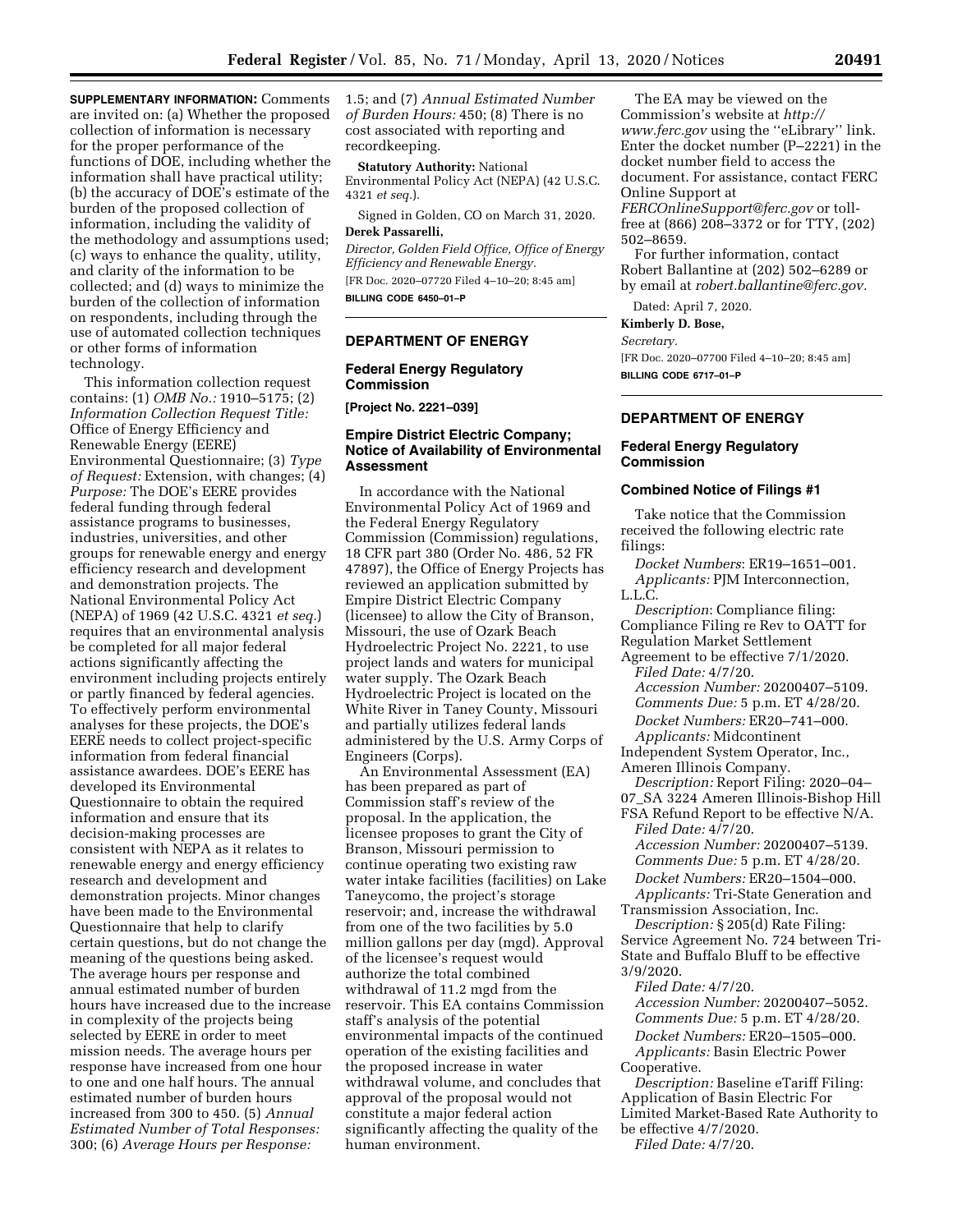**SUPPLEMENTARY INFORMATION:** Comments are invited on: (a) Whether the proposed collection of information is necessary for the proper performance of the functions of DOE, including whether the information shall have practical utility; (b) the accuracy of DOE's estimate of the burden of the proposed collection of information, including the validity of the methodology and assumptions used; (c) ways to enhance the quality, utility, and clarity of the information to be collected; and (d) ways to minimize the burden of the collection of information on respondents, including through the use of automated collection techniques or other forms of information technology.

This information collection request contains: (1) *OMB No.:* 1910–5175; (2) *Information Collection Request Title:* Office of Energy Efficiency and Renewable Energy (EERE) Environmental Questionnaire; (3) *Type of Request:* Extension, with changes; (4) *Purpose:* The DOE's EERE provides federal funding through federal assistance programs to businesses, industries, universities, and other groups for renewable energy and energy efficiency research and development and demonstration projects. The National Environmental Policy Act (NEPA) of 1969 (42 U.S.C. 4321 *et seq.*) requires that an environmental analysis be completed for all major federal actions significantly affecting the environment including projects entirely or partly financed by federal agencies. To effectively perform environmental analyses for these projects, the DOE's EERE needs to collect project-specific information from federal financial assistance awardees. DOE's EERE has developed its Environmental Questionnaire to obtain the required information and ensure that its decision-making processes are consistent with NEPA as it relates to renewable energy and energy efficiency research and development and demonstration projects. Minor changes have been made to the Environmental Questionnaire that help to clarify certain questions, but do not change the meaning of the questions being asked. The average hours per response and annual estimated number of burden hours have increased due to the increase in complexity of the projects being selected by EERE in order to meet mission needs. The average hours per response have increased from one hour to one and one half hours. The annual estimated number of burden hours increased from 300 to 450. (5) *Annual Estimated Number of Total Responses:* 300; (6) *Average Hours per Response:* 1.5; and (7) *Annual Estimated Number of Burden Hours:* 450; (8) There is no cost associated with reporting and recordkeeping.

**Statutory Authority:** National Environmental Policy Act (NEPA) (42 U.S.C. 4321 *et seq.*).

Signed in Golden, CO on March 31, 2020.

**Derek Passarelli,**

*Director, Golden Field Office, Office of Energy Efficiency and Renewable Energy.*

[FR Doc. 2020–07720 Filed 4–10–20; 8:45 am]

**BILLING CODE 6450–01–P**

## DEPARTMENT OF ENERGY

### Federal Energy Regulatory Commission

**[Project No. 2221–039]**

### Empire District Electric Company; Notice of Availability of Environmental Assessment

In accordance with the National Environmental Policy Act of 1969 and the Federal Energy Regulatory Commission (Commission) regulations, 18 CFR part 380 (Order No. 486, 52 FR 47897), the Office of Energy Projects has reviewed an application submitted by Empire District Electric Company (licensee) to allow the City of Branson, Missouri, the use of Ozark Beach Hydroelectric Project No. 2221, to use project lands and waters for municipal water supply. The Ozark Beach Hydroelectric Project is located on the White River in Taney County, Missouri and partially utilizes federal lands administered by the U.S. Army Corps of Engineers (Corps).

An Environmental Assessment (EA) has been prepared as part of Commission staff's review of the proposal. In the application, the licensee proposes to grant the City of Branson, Missouri permission to continue operating two existing raw water intake facilities (facilities) on Lake Taneycomo, the project's storage reservoir; and, increase the withdrawal from one of the two facilities by 5.0 million gallons per day (mgd). Approval of the licensee's request would authorize the total combined withdrawal of 11.2 mgd from the reservoir. This EA contains Commission staff's analysis of the potential environmental impacts of the continued operation of the existing facilities and the proposed increase in water withdrawal volume, and concludes that approval of the proposal would not constitute a major federal action significantly affecting the quality of the human environment.

The EA may be viewed on the Commission's website at *http://www.ferc.gov* using the "eLibrary" link. Enter the docket number (P–2221) in the docket number field to access the document. For assistance, contact FERC Online Support at *FERCOnlineSupport@ferc.gov* or toll-free at (866) 208–3372 or for TTY, (202) 502–8659.

For further information, contact Robert Ballantine at (202) 502–6289 or by email at *robert.ballantine@ferc.gov.*

Dated: April 7, 2020.

**Kimberly D. Bose,**

*Secretary.*

[FR Doc. 2020–07700 Filed 4–10–20; 8:45 am]

**BILLING CODE 6717–01–P**

## DEPARTMENT OF ENERGY

### Federal Energy Regulatory Commission

### Combined Notice of Filings #1

Take notice that the Commission received the following electric rate filings:

*Docket Numbers*: ER19–1651–001.
*Applicants:* PJM Interconnection, L.L.C.
*Description*: Compliance filing: Compliance Filing re Rev to OATT for Regulation Market Settlement Agreement to be effective 7/1/2020.
*Filed Date:* 4/7/20.
*Accession Number:* 20200407–5109.
*Comments Due:* 5 p.m. ET 4/28/20.

*Docket Numbers:* ER20–741–000.
*Applicants:* Midcontinent Independent System Operator, Inc., Ameren Illinois Company.
*Description:* Report Filing: 2020–04–07_SA 3224 Ameren Illinois-Bishop Hill FSA Refund Report to be effective N/A.
*Filed Date:* 4/7/20.
*Accession Number:* 20200407–5139.
*Comments Due:* 5 p.m. ET 4/28/20.

*Docket Numbers:* ER20–1504–000.
*Applicants:* Tri-State Generation and Transmission Association, Inc.
*Description:* § 205(d) Rate Filing: Service Agreement No. 724 between Tri-State and Buffalo Bluff to be effective 3/9/2020.
*Filed Date:* 4/7/20.
*Accession Number:* 20200407–5052.
*Comments Due:* 5 p.m. ET 4/28/20.

*Docket Numbers:* ER20–1505–000.
*Applicants:* Basin Electric Power Cooperative.
*Description:* Baseline eTariff Filing: Application of Basin Electric For Limited Market-Based Rate Authority to be effective 4/7/2020.
*Filed Date:* 4/7/20.